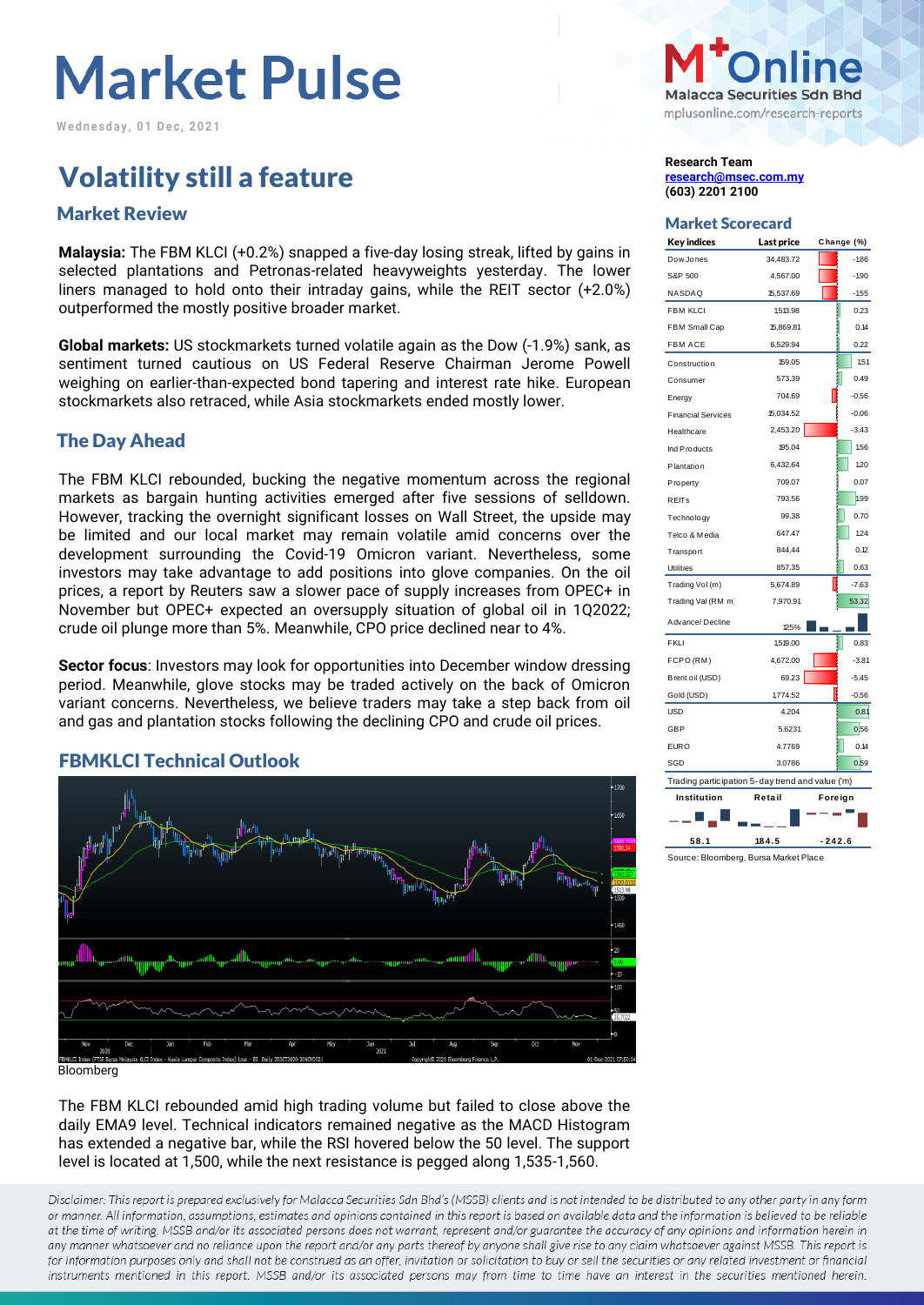# Market Pulse

Wednesday, 01 Dec, 2021

M+Online
Malacca Securities Sdn Bhd
mplusonline.com/research-reports

**Research Team**
**research@msec.com.my**
**(603) 2201 2100**

## Volatility still a feature

### Market Review

**Malaysia:** The FBM KLCI (+0.2%) snapped a five-day losing streak, lifted by gains in selected plantations and Petronas-related heavyweights yesterday. The lower liners managed to hold onto their intraday gains, while the REIT sector (+2.0%) outperformed the mostly positive broader market.

**Global markets:** US stockmarkets turned volatile again as the Dow (-1.9%) sank, as sentiment turned cautious on US Federal Reserve Chairman Jerome Powell weighing on earlier-than-expected bond tapering and interest rate hike. European stockmarkets also retraced, while Asia stockmarkets ended mostly lower.

### The Day Ahead

The FBM KLCI rebounded, bucking the negative momentum across the regional markets as bargain hunting activities emerged after five sessions of selldown. However, tracking the overnight significant losses on Wall Street, the upside may be limited and our local market may remain volatile amid concerns over the development surrounding the Covid-19 Omicron variant. Nevertheless, some investors may take advantage to add positions into glove companies. On the oil prices, a report by Reuters saw a slower pace of supply increases from OPEC+ in November but OPEC+ expected an oversupply situation of global oil in 1Q2022; crude oil plunge more than 5%. Meanwhile, CPO price declined near to 4%.

**Sector focus**: Investors may look for opportunities into December window dressing period. Meanwhile, glove stocks may be traded actively on the back of Omicron variant concerns. Nevertheless, we believe traders may take a step back from oil and gas and plantation stocks following the declining CPO and crude oil prices.

### FBMKLCI Technical Outlook

Bloomberg

The FBM KLCI rebounded amid high trading volume but failed to close above the daily EMA9 level. Technical indicators remained negative as the MACD Histogram has extended a negative bar, while the RSI hovered below the 50 level. The support level is located at 1,500, while the next resistance is pegged along 1,535-1,560.

### Market Scorecard

| Key indices | Last price | Change (%) |
|---|---|---|
| Dow Jones | 34,483.72 | -1.86 |
| S&P 500 | 4,567.00 | -1.90 |
| NASDAQ | 15,537.69 | -1.55 |
| FBM KLCI | 1,513.98 | 0.23 |
| FBM Small Cap | 15,869.81 | 0.14 |
| FBM ACE | 6,529.94 | 0.22 |
| Construction | 159.05 | 1.51 |
| Consumer | 573.39 | 0.49 |
| Energy | 704.69 | -0.56 |
| Financial Services | 15,034.52 | -0.06 |
| Healthcare | 2,453.20 | -3.43 |
| Ind Products | 195.04 | 1.56 |
| Plantation | 6,432.64 | 1.20 |
| Property | 709.07 | 0.07 |
| REITs | 793.56 | 1.99 |
| Technology | 99.38 | 0.70 |
| Telco & Media | 647.47 | 1.24 |
| Transport | 844.44 | 0.12 |
| Utilities | 857.35 | 0.63 |
| Trading Vol (m) | 5,674.89 | -7.63 |
| Trading Val (RM m) | 7,970.91 | 53.32 |
| Advance/ Decline | 125% | |
| FKLI | 1,519.00 | 0.83 |
| FCPO (RM) | 4,672.00 | -3.81 |
| Brent oil (USD) | 69.23 | -5.45 |
| Gold (USD) | 1,774.52 | -0.56 |
| USD | 4.204 | 0.81 |
| GBP | 5.6231 | 0.56 |
| EURO | 4.7769 | 0.14 |
| SGD | 3.0786 | 0.59 |

Trading participation 5-day trend and value ('m)

| Institution | Retail | Foreign |
|---|---|---|
| 58.1 | 184.5 | -242.6 |

Source: Bloomberg, Bursa Market Place

*Disclaimer: This report is prepared exclusively for Malacca Securities Sdn Bhd's (MSSB) clients and is not intended to be distributed to any other party in any form or manner. All information, assumptions, estimates and opinions contained in this report is based on available data and the information is believed to be reliable at the time of writing. MSSB and/or its associated persons does not warrant, represent and/or guarantee the accuracy of any opinions and information herein in any manner whatsoever and no reliance upon the report and/or any parts thereof by anyone shall give rise to any claim whatsoever against MSSB. This report is for information purposes only and shall not be construed as an offer, invitation or solicitation to buy or sell the securities or any related investment or financial instruments mentioned in this report. MSSB and/or its associated persons may from time to time have an interest in the securities mentioned herein.*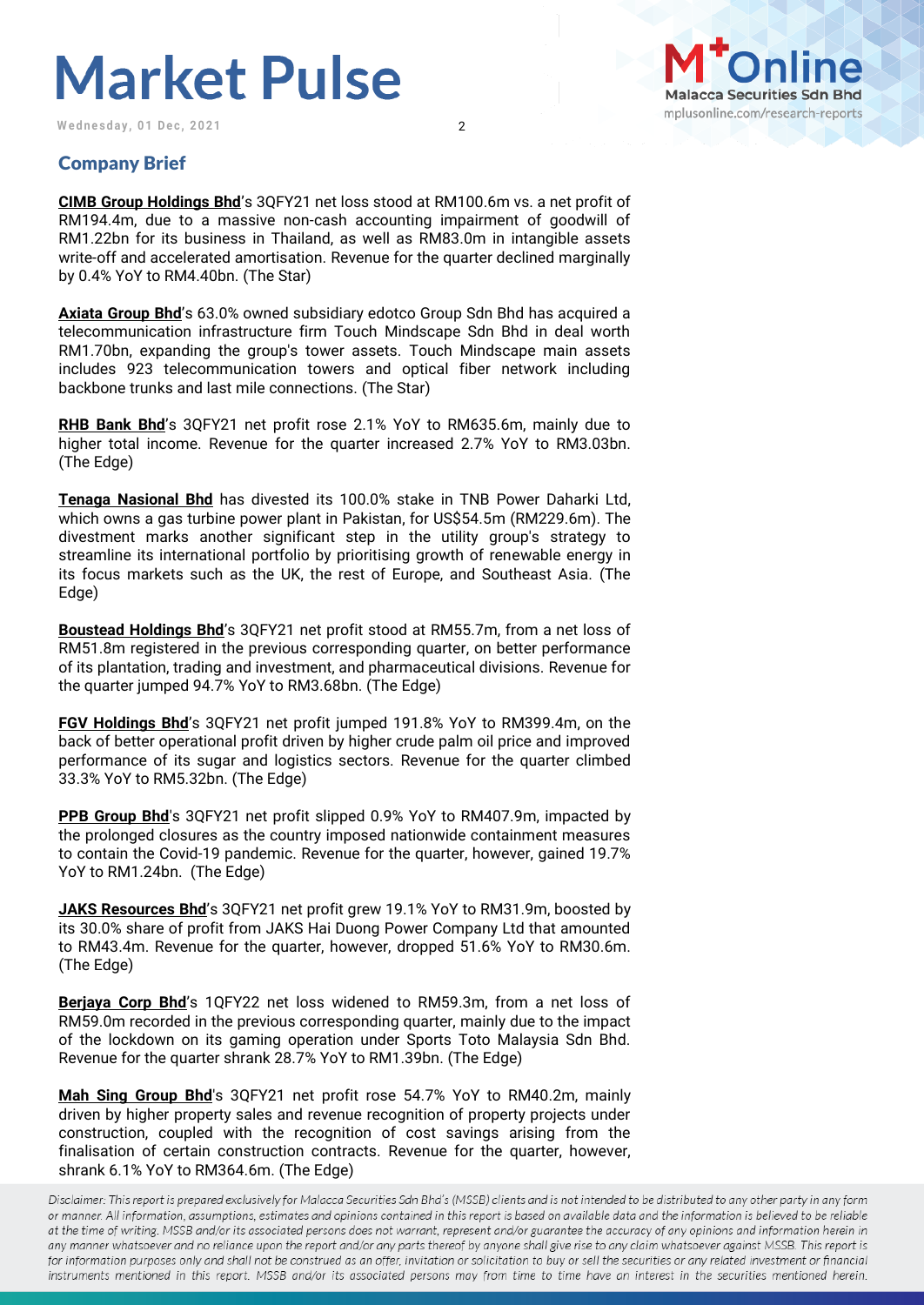## Company Brief

**CIMB Group Holdings Bhd**'s 3QFY21 net loss stood at RM100.6m vs. a net profit of RM194.4m, due to a massive non-cash accounting impairment of goodwill of RM1.22bn for its business in Thailand, as well as RM83.0m in intangible assets write-off and accelerated amortisation. Revenue for the quarter declined marginally by 0.4% YoY to RM4.40bn. (The Star)

**Axiata Group Bhd**'s 63.0% owned subsidiary edotco Group Sdn Bhd has acquired a telecommunication infrastructure firm Touch Mindscape Sdn Bhd in deal worth RM1.70bn, expanding the group's tower assets. Touch Mindscape main assets includes 923 telecommunication towers and optical fiber network including backbone trunks and last mile connections. (The Star)

**RHB Bank Bhd**'s 3QFY21 net profit rose 2.1% YoY to RM635.6m, mainly due to higher total income. Revenue for the quarter increased 2.7% YoY to RM3.03bn. (The Edge)

**Tenaga Nasional Bhd** has divested its 100.0% stake in TNB Power Daharki Ltd, which owns a gas turbine power plant in Pakistan, for US$54.5m (RM229.6m). The divestment marks another significant step in the utility group's strategy to streamline its international portfolio by prioritising growth of renewable energy in its focus markets such as the UK, the rest of Europe, and Southeast Asia. (The Edge)

**Boustead Holdings Bhd**'s 3QFY21 net profit stood at RM55.7m, from a net loss of RM51.8m registered in the previous corresponding quarter, on better performance of its plantation, trading and investment, and pharmaceutical divisions. Revenue for the quarter jumped 94.7% YoY to RM3.68bn. (The Edge)

**FGV Holdings Bhd**'s 3QFY21 net profit jumped 191.8% YoY to RM399.4m, on the back of better operational profit driven by higher crude palm oil price and improved performance of its sugar and logistics sectors. Revenue for the quarter climbed 33.3% YoY to RM5.32bn. (The Edge)

**PPB Group Bhd**'s 3QFY21 net profit slipped 0.9% YoY to RM407.9m, impacted by the prolonged closures as the country imposed nationwide containment measures to contain the Covid-19 pandemic. Revenue for the quarter, however, gained 19.7% YoY to RM1.24bn. (The Edge)

**JAKS Resources Bhd**'s 3QFY21 net profit grew 19.1% YoY to RM31.9m, boosted by its 30.0% share of profit from JAKS Hai Duong Power Company Ltd that amounted to RM43.4m. Revenue for the quarter, however, dropped 51.6% YoY to RM30.6m. (The Edge)

**Berjaya Corp Bhd**'s 1QFY22 net loss widened to RM59.3m, from a net loss of RM59.0m recorded in the previous corresponding quarter, mainly due to the impact of the lockdown on its gaming operation under Sports Toto Malaysia Sdn Bhd. Revenue for the quarter shrank 28.7% YoY to RM1.39bn. (The Edge)

**Mah Sing Group Bhd**'s 3QFY21 net profit rose 54.7% YoY to RM40.2m, mainly driven by higher property sales and revenue recognition of property projects under construction, coupled with the recognition of cost savings arising from the finalisation of certain construction contracts. Revenue for the quarter, however, shrank 6.1% YoY to RM364.6m. (The Edge)

*Disclaimer: This report is prepared exclusively for Malacca Securities Sdn Bhd's (MSSB) clients and is not intended to be distributed to any other party in any form or manner. All information, assumptions, estimates and opinions contained in this report is based on available data and the information is believed to be reliable at the time of writing. MSSB and/or its associated persons does not warrant, represent and/or guarantee the accuracy of any opinions and information herein in any manner whatsoever and no reliance upon the report and/or any parts thereof by anyone shall give rise to any claim whatsoever against MSSB. This report is for information purposes only and shall not be construed as an offer, invitation or solicitation to buy or sell the securities or any related investment or financial instruments mentioned in this report. MSSB and/or its associated persons may from time to time have an interest in the securities mentioned herein.*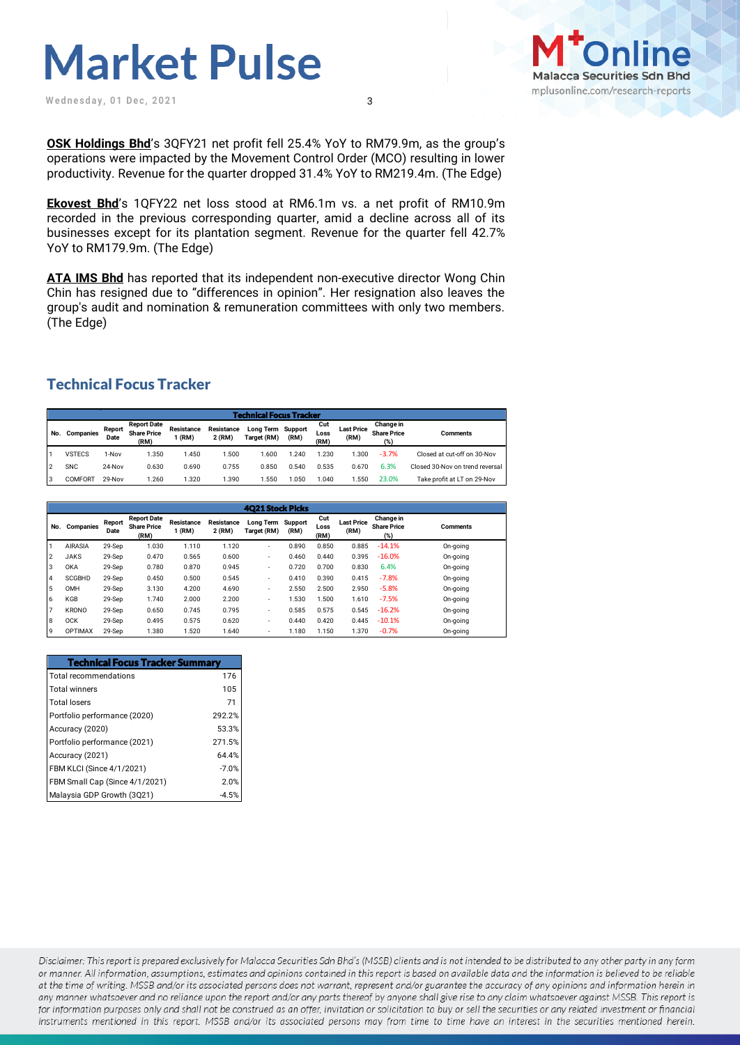**OSK Holdings Bhd**'s 3QFY21 net profit fell 25.4% YoY to RM79.9m, as the group's operations were impacted by the Movement Control Order (MCO) resulting in lower productivity. Revenue for the quarter dropped 31.4% YoY to RM219.4m. (The Edge)

**Ekovest Bhd**'s 1QFY22 net loss stood at RM6.1m vs. a net profit of RM10.9m recorded in the previous corresponding quarter, amid a decline across all of its businesses except for its plantation segment. Revenue for the quarter fell 42.7% YoY to RM179.9m. (The Edge)

**ATA IMS Bhd** has reported that its independent non-executive director Wong Chin Chin has resigned due to "differences in opinion". Her resignation also leaves the group's audit and nomination & remuneration committees with only two members. (The Edge)

## Technical Focus Tracker

**Technical Focus Tracker**

| No. | Companies | Report Date | Report Date Share Price (RM) | Resistance 1 (RM) | Resistance 2 (RM) | Long Term Target (RM) | Support (RM) | Cut Loss (RM) | Last Price (RM) | Change in Share Price (%) | Comments |
|---|---|---|---|---|---|---|---|---|---|---|---|
| 1 | VSTECS | 1-Nov | 1.350 | 1.450 | 1.500 | 1.600 | 1.240 | 1.230 | 1.300 | -3.7% | Closed at cut-off on 30-Nov |
| 2 | SNC | 24-Nov | 0.630 | 0.690 | 0.755 | 0.850 | 0.540 | 0.535 | 0.670 | 6.3% | Closed 30-Nov on trend reversal |
| 3 | COMFORT | 29-Nov | 1.260 | 1.320 | 1.390 | 1.550 | 1.050 | 1.040 | 1.550 | 23.0% | Take profit at LT on 29-Nov |

**4Q21 Stock Picks**

| No. | Companies | Report Date | Report Date Share Price (RM) | Resistance 1 (RM) | Resistance 2 (RM) | Long Term Target (RM) | Support (RM) | Cut Loss (RM) | Last Price (RM) | Change in Share Price (%) | Comments |
|---|---|---|---|---|---|---|---|---|---|---|---|
| 1 | AIRASIA | 29-Sep | 1.030 | 1.110 | 1.120 | - | 0.890 | 0.850 | 0.885 | -14.1% | On-going |
| 2 | JAKS | 29-Sep | 0.470 | 0.565 | 0.600 | - | 0.460 | 0.440 | 0.395 | -16.0% | On-going |
| 3 | OKA | 29-Sep | 0.780 | 0.870 | 0.945 | - | 0.720 | 0.700 | 0.830 | 6.4% | On-going |
| 4 | SCGBHD | 29-Sep | 0.450 | 0.500 | 0.545 | - | 0.410 | 0.390 | 0.415 | -7.8% | On-going |
| 5 | OMH | 29-Sep | 3.130 | 4.200 | 4.690 | - | 2.550 | 2.500 | 2.950 | -5.8% | On-going |
| 6 | KGB | 29-Sep | 1.740 | 2.000 | 2.200 | - | 1.530 | 1.500 | 1.610 | -7.5% | On-going |
| 7 | KRONO | 29-Sep | 0.650 | 0.745 | 0.795 | - | 0.585 | 0.575 | 0.545 | -16.2% | On-going |
| 8 | OCK | 29-Sep | 0.495 | 0.575 | 0.620 | - | 0.440 | 0.420 | 0.445 | -10.1% | On-going |
| 9 | OPTIMAX | 29-Sep | 1.380 | 1.520 | 1.640 | - | 1.180 | 1.150 | 1.370 | -0.7% | On-going |

| Technical Focus Tracker Summary | |
|---|---|
| Total recommendations | 176 |
| Total winners | 105 |
| Total losers | 71 |
| Portfolio performance (2020) | 292.2% |
| Accuracy (2020) | 53.3% |
| Portfolio performance (2021) | 271.5% |
| Accuracy (2021) | 64.4% |
| FBM KLCI (Since 4/1/2021) | -7.0% |
| FBM Small Cap (Since 4/1/2021) | 2.0% |
| Malaysia GDP Growth (3Q21) | -4.5% |

*Disclaimer: This report is prepared exclusively for Malacca Securities Sdn Bhd's (MSSB) clients and is not intended to be distributed to any other party in any form or manner. All information, assumptions, estimates and opinions contained in this report is based on available data and the information is believed to be reliable at the time of writing. MSSB and/or its associated persons does not warrant, represent and/or guarantee the accuracy of any opinions and information herein in any manner whatsoever and no reliance upon the report and/or any parts thereof by anyone shall give rise to any claim whatsoever against MSSB. This report is for information purposes only and shall not be construed as an offer, invitation or solicitation to buy or sell the securities or any related investment or financial instruments mentioned in this report. MSSB and/or its associated persons may from time to time have an interest in the securities mentioned herein.*